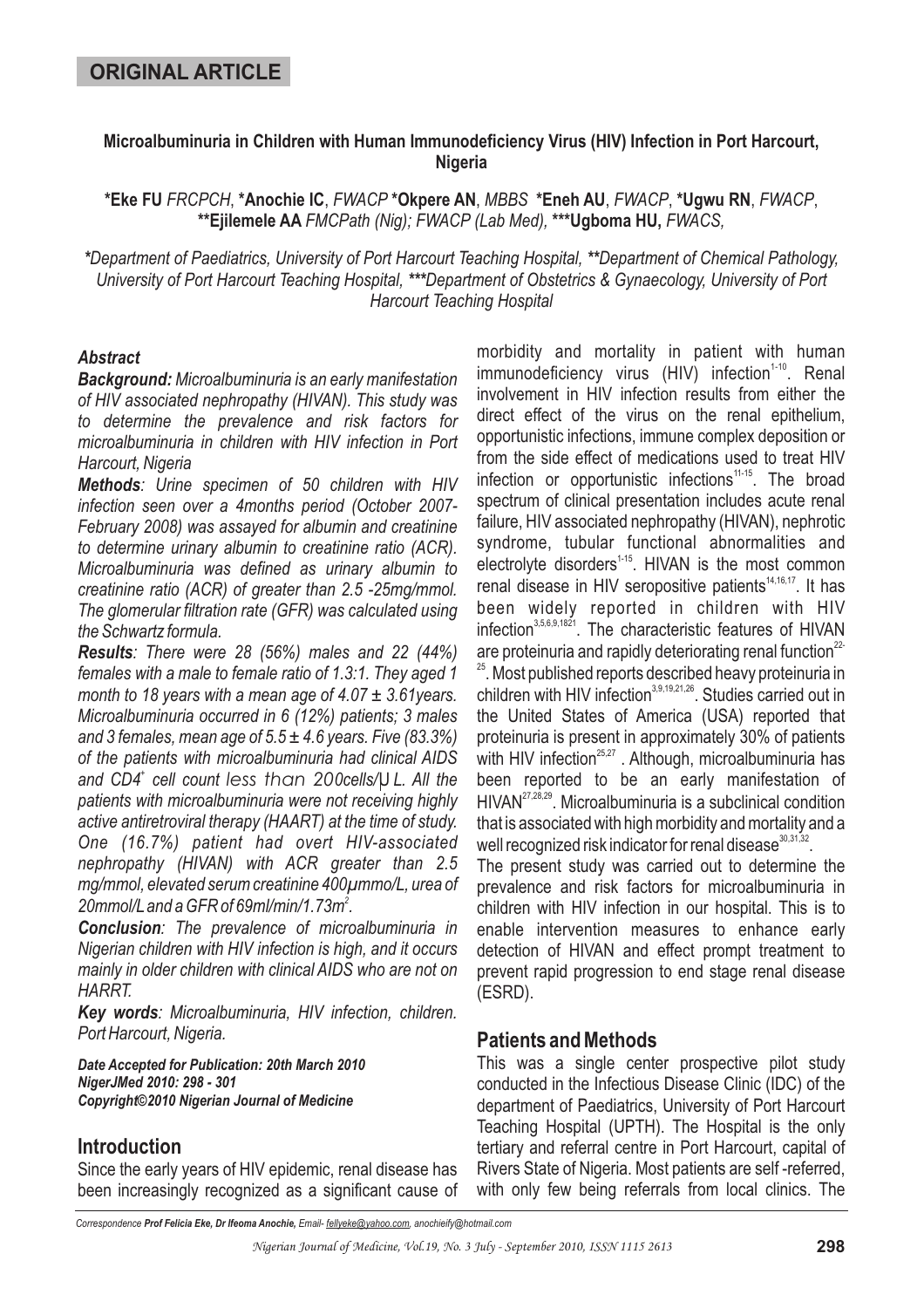**ORIGINAL ARTICLE**

# Microalbuminuria in Children with Human Immunodeficiency Virus (HIV) Infection in Port Harcourt, Nigeria

**\*Eke FU** *FRCPCH*, **\*Anochie IC**, *FWACP* **\*Okpere AN**, *MBBS* **\*Eneh AU**, *FWACP*, **\*Ugwu RN**, *FWACP*, **\*\*Ejilemele AA** *FMCPath (Nig); FWACP (Lab Med)*, **\*\*\*Ugboma HU,** *FWACS,*

*\*Department of Paediatrics, University of Port Harcourt Teaching Hospital, \*\*Department of Chemical Pathology, University of Port Harcourt Teaching Hospital, \*\*\*Department of Obstetrics & Gynaecology, University of Port Harcourt Teaching Hospital*

### *Abstract*

***Background:*** *Microalbuminuria is an early manifestation of HIV associated nephropathy (HIVAN). This study was to determine the prevalence and risk factors for microalbuminuria in children with HIV infection in Port Harcourt, Nigeria*

***Methods****: Urine specimen of 50 children with HIV infection seen over a 4months period (October 2007-February 2008) was assayed for albumin and creatinine to determine urinary albumin to creatinine ratio (ACR). Microalbuminuria was defined as urinary albumin to creatinine ratio (ACR) of greater than 2.5 -25mg/mmol. The glomerular filtration rate (GFR) was calculated using the Schwartz formula.*

***Results****: There were 28 (56%) males and 22 (44%) females with a male to female ratio of 1.3:1. They aged 1 month to 18 years with a mean age of 4.07 ± 3.61years. Microalbuminuria occurred in 6 (12%) patients; 3 males and 3 females, mean age of 5.5 ± 4.6 years. Five (83.3%) of the patients with microalbuminuria had clinical AIDS and $CD4^+$ cell count less than 200cells/µL. All the patients with microalbuminuria were not receiving highly active antiretroviral therapy (HAART) at the time of study. One (16.7%) patient had overt HIV-associated nephropathy (HIVAN) with ACR greater than 2.5 mg/mmol, elevated serum creatinine 400µmmo/L, urea of 20mmol/L and a GFR of 69ml/min/1.73m$^2$.*

***Conclusion****: The prevalence of microalbuminuria in Nigerian children with HIV infection is high, and it occurs mainly in older children with clinical AIDS who are not on HARRT.*

***Key words****: Microalbuminuria, HIV infection, children. Port Harcourt, Nigeria.*

***Date Accepted for Publication: 20th March 2010***
***NigerJMed 2010: 298 - 301***
***Copyright©2010 Nigerian Journal of Medicine***

## Introduction

Since the early years of HIV epidemic, renal disease has been increasingly recognized as a significant cause of morbidity and mortality in patient with human immunodeficiency virus (HIV) infection[1-10]. Renal involvement in HIV infection results from either the direct effect of the virus on the renal epithelium, opportunistic infections, immune complex deposition or from the side effect of medications used to treat HIV infection or opportunistic infections[11-15]. The broad spectrum of clinical presentation includes acute renal failure, HIV associated nephropathy (HIVAN), nephrotic syndrome, tubular functional abnormalities and electrolyte disorders[1-15]. HIVAN is the most common renal disease in HIV seropositive patients[14,16,17]. It has been widely reported in children with HIV infection[3,5,6,9,18-21]. The characteristic features of HIVAN are proteinuria and rapidly deteriorating renal function[22-25]. Most published reports described heavy proteinuria in children with HIV infection[3,9,19,21,26]. Studies carried out in the United States of America (USA) reported that proteinuria is present in approximately 30% of patients with HIV infection[25,27]. Although, microalbuminuria has been reported to be an early manifestation of HIVAN[27,28,29]. Microalbuminuria is a subclinical condition that is associated with high morbidity and mortality and a well recognized risk indicator for renal disease[30,31,32].

The present study was carried out to determine the prevalence and risk factors for microalbuminuria in children with HIV infection in our hospital. This is to enable intervention measures to enhance early detection of HIVAN and effect prompt treatment to prevent rapid progression to end stage renal disease (ESRD).

## Patients and Methods

This was a single center prospective pilot study conducted in the Infectious Disease Clinic (IDC) of the department of Paediatrics, University of Port Harcourt Teaching Hospital (UPTH). The Hospital is the only tertiary and referral centre in Port Harcourt, capital of Rivers State of Nigeria. Most patients are self -referred, with only few being referrals from local clinics. The

*Correspondence* ***Prof Felicia Eke, Dr Ifeoma Anochie,*** *Email- fellyeke@yahoo.com, anochieify@hotmail.com*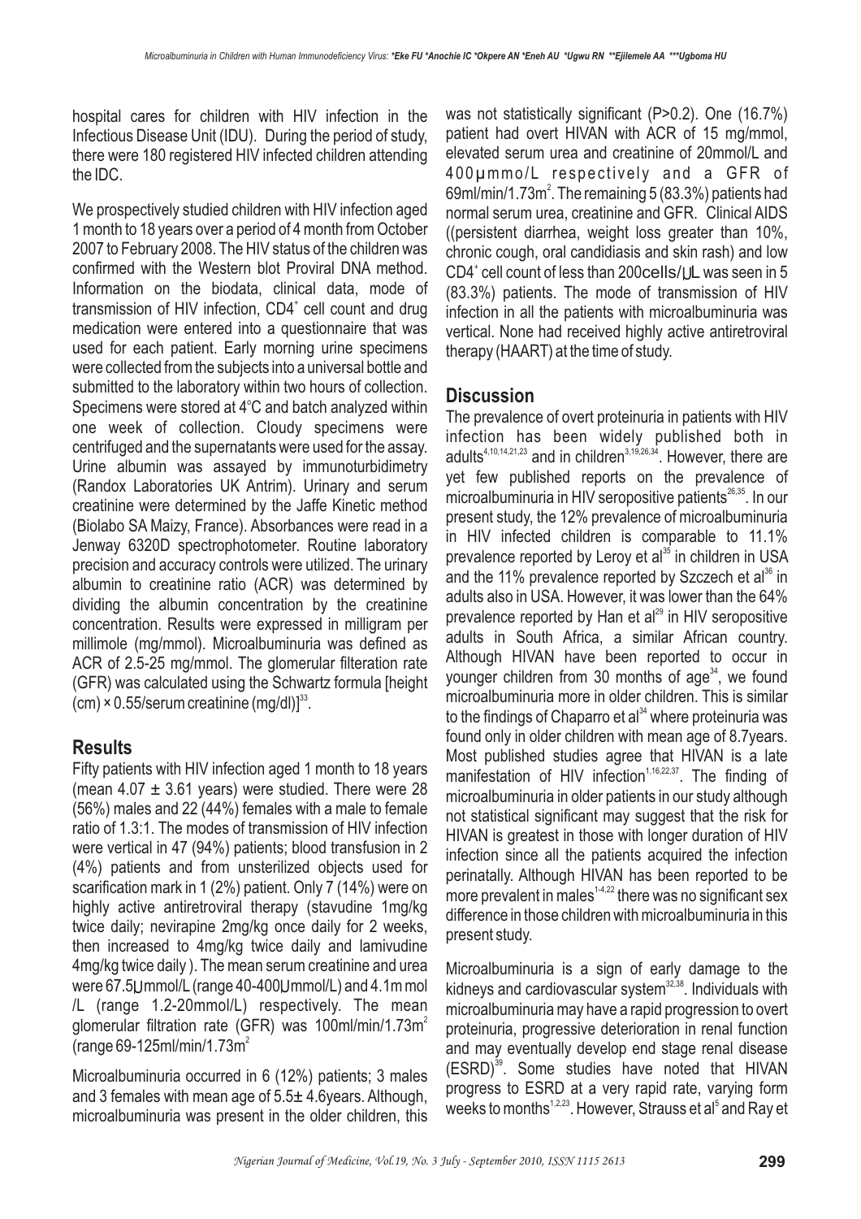hospital cares for children with HIV infection in the Infectious Disease Unit (IDU). During the period of study, there were 180 registered HIV infected children attending the IDC.

We prospectively studied children with HIV infection aged 1 month to 18 years over a period of 4 month from October 2007 to February 2008. The HIV status of the children was confirmed with the Western blot Proviral DNA method. Information on the biodata, clinical data, mode of transmission of HIV infection, $CD4^+$ cell count and drug medication were entered into a questionnaire that was used for each patient. Early morning urine specimens were collected from the subjects into a universal bottle and submitted to the laboratory within two hours of collection. Specimens were stored at 4°C and batch analyzed within one week of collection. Cloudy specimens were centrifuged and the supernatants were used for the assay. Urine albumin was assayed by immunoturbidimetry (Randox Laboratories UK Antrim). Urinary and serum creatinine were determined by the Jaffe Kinetic method (Biolabo SA Maizy, France). Absorbances were read in a Jenway 6320D spectrophotometer. Routine laboratory precision and accuracy controls were utilized. The urinary albumin to creatinine ratio (ACR) was determined by dividing the albumin concentration by the creatinine concentration. Results were expressed in milligram per millimole (mg/mmol). Microalbuminuria was defined as ACR of 2.5-25 mg/mmol. The glomerular filteration rate (GFR) was calculated using the Schwartz formula [height (cm) × 0.55/serum creatinine (mg/dl)][33].

## Results

Fifty patients with HIV infection aged 1 month to 18 years (mean 4.07 ± 3.61 years) were studied. There were 28 (56%) males and 22 (44%) females with a male to female ratio of 1.3:1. The modes of transmission of HIV infection were vertical in 47 (94%) patients; blood transfusion in 2 (4%) patients and from unsterilized objects used for scarification mark in 1 (2%) patient. Only 7 (14%) were on highly active antiretroviral therapy (stavudine 1mg/kg twice daily; nevirapine 2mg/kg once daily for 2 weeks, then increased to 4mg/kg twice daily and lamivudine 4mg/kg twice daily ). The mean serum creatinine and urea were 67.5µmmol/L (range 40-400µmmol/L) and 4.1m mol /L (range 1.2-20mmol/L) respectively. The mean glomerular filtration rate (GFR) was 100ml/min/1.73m$^2$ (range 69-125ml/min/1.73m$^2$

Microalbuminuria occurred in 6 (12%) patients; 3 males and 3 females with mean age of 5.5± 4.6years. Although, microalbuminuria was present in the older children, this was not statistically significant (P>0.2). One (16.7%) patient had overt HIVAN with ACR of 15 mg/mmol, elevated serum urea and creatinine of 20mmol/L and 400µmmo/L respectively and a GFR of 69ml/min/1.73m$^2$. The remaining 5 (83.3%) patients had normal serum urea, creatinine and GFR. Clinical AIDS ((persistent diarrhea, weight loss greater than 10%, chronic cough, oral candidiasis and skin rash) and low $CD4^+$ cell count of less than 200cells/µL was seen in 5 (83.3%) patients. The mode of transmission of HIV infection in all the patients with microalbuminuria was vertical. None had received highly active antiretroviral therapy (HAART) at the time of study.

## Discussion

The prevalence of overt proteinuria in patients with HIV infection has been widely published both in adults[4,10,14,21,23] and in children[3,19,26,34]. However, there are yet few published reports on the prevalence of microalbuminuria in HIV seropositive patients[26,35]. In our present study, the 12% prevalence of microalbuminuria in HIV infected children is comparable to 11.1% prevalence reported by Leroy et al[35] in children in USA and the 11% prevalence reported by Szczech et al[36] in adults also in USA. However, it was lower than the 64% prevalence reported by Han et al[29] in HIV seropositive adults in South Africa, a similar African country. Although HIVAN have been reported to occur in younger children from 30 months of age[34], we found microalbuminuria more in older children. This is similar to the findings of Chaparro et al[34] where proteinuria was found only in older children with mean age of 8.7years. Most published studies agree that HIVAN is a late manifestation of HIV infection[1,16,22,37]. The finding of microalbuminuria in older patients in our study although not statistical significant may suggest that the risk for HIVAN is greatest in those with longer duration of HIV infection since all the patients acquired the infection perinatally. Although HIVAN has been reported to be more prevalent in males[1-4,22] there was no significant sex difference in those children with microalbuminuria in this present study.

Microalbuminuria is a sign of early damage to the kidneys and cardiovascular system[32,38]. Individuals with microalbuminuria may have a rapid progression to overt proteinuria, progressive deterioration in renal function and may eventually develop end stage renal disease (ESRD)[39]. Some studies have noted that HIVAN progress to ESRD at a very rapid rate, varying form weeks to months[1,2,23]. However, Strauss et al[5] and Ray et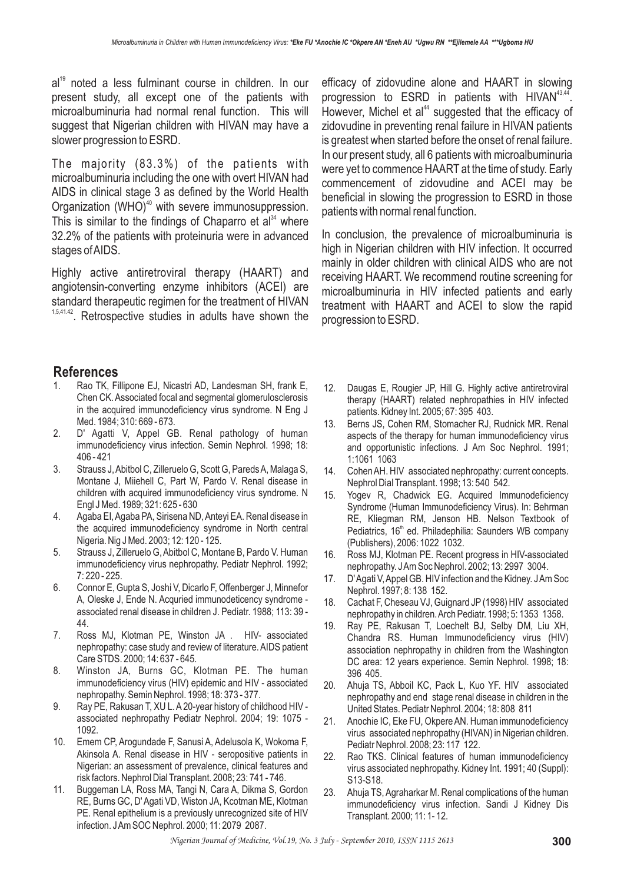al[19] noted a less fulminant course in children. In our present study, all except one of the patients with microalbuminuria had normal renal function. This will suggest that Nigerian children with HIVAN may have a slower progression to ESRD.

The majority (83.3%) of the patients with microalbuminuria including the one with overt HIVAN had AIDS in clinical stage 3 as defined by the World Health Organization (WHO)[40] with severe immunosuppression. This is similar to the findings of Chaparro et al[34] where 32.2% of the patients with proteinuria were in advanced stages of AIDS.

Highly active antiretroviral therapy (HAART) and angiotensin-converting enzyme inhibitors (ACEI) are standard therapeutic regimen for the treatment of HIVAN [1,5,41,42]. Retrospective studies in adults have shown the efficacy of zidovudine alone and HAART in slowing progression to ESRD in patients with HIVAN[43,44]. However, Michel et al[44] suggested that the efficacy of zidovudine in preventing renal failure in HIVAN patients is greatest when started before the onset of renal failure. In our present study, all 6 patients with microalbuminuria were yet to commence HAART at the time of study. Early commencement of zidovudine and ACEI may be beneficial in slowing the progression to ESRD in those patients with normal renal function.

In conclusion, the prevalence of microalbuminuria is high in Nigerian children with HIV infection. It occurred mainly in older children with clinical AIDS who are not receiving HAART. We recommend routine screening for microalbuminuria in HIV infected patients and early treatment with HAART and ACEI to slow the rapid progression to ESRD.

## References

1. Rao TK, Fillipone EJ, Nicastri AD, Landesman SH, frank E, Chen CK. Associated focal and segmental glomerulosclerosis in the acquired immunodeficiency virus syndrome. N Eng J Med. 1984; 310: 669 - 673.
2. D' Agatti V, Appel GB. Renal pathology of human immunodeficiency virus infection. Semin Nephrol. 1998; 18: 406 - 421
3. Strauss J, Abitbol C, Zilleruelo G, Scott G, Pareds A, Malaga S, Montane J, Miiehell C, Part W, Pardo V. Renal disease in children with acquired immunodeficiency virus syndrome. N Engl J Med. 1989; 321: 625 - 630
4. Agaba EI, Agaba PA, Sirisena ND, Anteyi EA. Renal disease in the acquired immunodeficiency syndrome in North central Nigeria. Nig J Med. 2003; 12: 120 - 125.
5. Strauss J, Zilleruelo G, Abitbol C, Montane B, Pardo V. Human immunodeficiency virus nephropathy. Pediatr Nephrol. 1992; 7: 220 - 225.
6. Connor E, Gupta S, Joshi V, Dicarlo F, Offenberger J, Minnefor A, Oleske J, Ende N. Acquried immunodeficiency syndrome - associated renal disease in children J. Pediatr. 1988; 113: 39 - 44.
7. Ross MJ, Klotman PE, Winston JA . HIV- associated nephropathy: case study and review of literature. AIDS patient Care STDS. 2000; 14: 637 - 645.
8. Winston JA, Burns GC, Klotman PE. The human immunodeficiency virus (HIV) epidemic and HIV - associated nephropathy. Semin Nephrol. 1998; 18: 373 - 377.
9. Ray PE, Rakusan T, XU L. A 20-year history of childhood HIV - associated nephropathy Pediatr Nephrol. 2004; 19: 1075 - 1092.
10. Emem CP, Arogundade F, Sanusi A, Adelusola K, Wokoma F, Akinsola A. Renal disease in HIV - seropositive patients in Nigerian: an assessment of prevalence, clinical features and risk factors. Nephrol Dial Transplant. 2008; 23: 741 - 746.
11. Buggeman LA, Ross MA, Tangi N, Cara A, Dikma S, Gordon RE, Burns GC, D' Agati VD, Wiston JA, Kcotman ME, Klotman PE. Renal epithelium is a previously unrecognized site of HIV infection. J Am SOC Nephrol. 2000; 11: 2079 2087.
12. Daugas E, Rougier JP, Hill G. Highly active antiretroviral therapy (HAART) related nephropathies in HIV infected patients. Kidney Int. 2005; 67: 395 403.
13. Berns JS, Cohen RM, Stomacher RJ, Rudnick MR. Renal aspects of the therapy for human immunodeficiency virus and opportunistic infections. J Am Soc Nephrol. 1991; 1:1061 1063
14. Cohen AH. HIV associated nephropathy: current concepts. Nephrol Dial Transplant. 1998; 13: 540 542.
15. Yogev R, Chadwick EG. Acquired Immunodeficiency Syndrome (Human Immunodeficiency Virus). In: Behrman RE, Kliegman RM, Jenson HB. Nelson Textbook of Pediatrics, 16th ed. Philadephilia: Saunders WB company (Publishers), 2006: 1022 1032.
16. Ross MJ, Klotman PE. Recent progress in HIV-associated nephropathy. J Am Soc Nephrol. 2002; 13: 2997 3004.
17. D' Agati V, Appel GB. HIV infection and the Kidney. J Am Soc Nephrol. 1997; 8: 138 152.
18. Cachat F, Cheseau VJ, Guignard JP (1998) HIV associated nephropathy in children. Arch Pediatr. 1998; 5: 1353 1358.
19. Ray PE, Rakusan T, Loechelt BJ, Selby DM, Liu XH, Chandra RS. Human Immunodeficiency virus (HIV) association nephropathy in children from the Washington DC area: 12 years experience. Semin Nephrol. 1998; 18: 396 405.
20. Ahuja TS, Abboil KC, Pack L, Kuo YF. HIV associated nephropathy and end stage renal disease in children in the United States. Pediatr Nephrol. 2004; 18: 808 811
21. Anochie IC, Eke FU, Okpere AN. Human immunodeficiency virus associated nephropathy (HIVAN) in Nigerian children. Pediatr Nephrol. 2008; 23: 117 122.
22. Rao TKS. Clinical features of human immunodeficiency virus associated nephropathy. Kidney Int. 1991; 40 (Suppl): S13-S18.
23. Ahuja TS, Agraharkar M. Renal complications of the human immunodeficiency virus infection. Sandi J Kidney Dis Transplant. 2000; 11: 1- 12.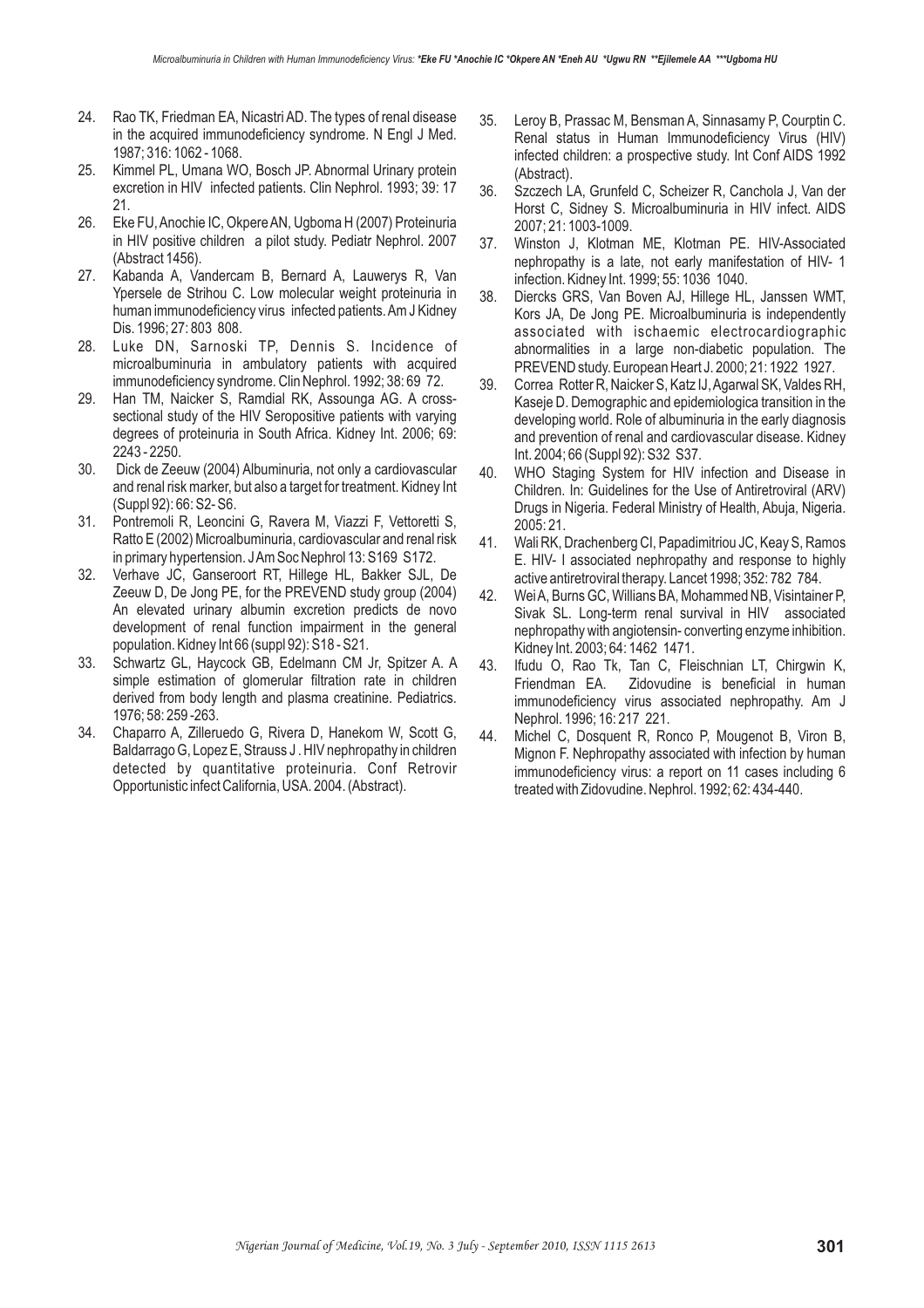24. Rao TK, Friedman EA, Nicastri AD. The types of renal disease in the acquired immunodeficiency syndrome. N Engl J Med. 1987; 316: 1062 - 1068.
25. Kimmel PL, Umana WO, Bosch JP. Abnormal Urinary protein excretion in HIV infected patients. Clin Nephrol. 1993; 39: 17 21.
26. Eke FU, Anochie IC, Okpere AN, Ugboma H (2007) Proteinuria in HIV positive children a pilot study. Pediatr Nephrol. 2007 (Abstract 1456).
27. Kabanda A, Vandercam B, Bernard A, Lauwerys R, Van Ypersele de Strihou C. Low molecular weight proteinuria in human immunodeficiency virus infected patients. Am J Kidney Dis. 1996; 27: 803 808.
28. Luke DN, Sarnoski TP, Dennis S. Incidence of microalbuminuria in ambulatory patients with acquired immunodeficiency syndrome. Clin Nephrol. 1992; 38: 69 72.
29. Han TM, Naicker S, Ramdial RK, Assounga AG. A cross-sectional study of the HIV Seropositive patients with varying degrees of proteinuria in South Africa. Kidney Int. 2006; 69: 2243 - 2250.
30. Dick de Zeeuw (2004) Albuminuria, not only a cardiovascular and renal risk marker, but also a target for treatment. Kidney Int (Suppl 92): 66: S2- S6.
31. Pontremoli R, Leoncini G, Ravera M, Viazzi F, Vettoretti S, Ratto E (2002) Microalbuminuria, cardiovascular and renal risk in primary hypertension. J Am Soc Nephrol 13: S169 S172.
32. Verhave JC, Ganseroort RT, Hillege HL, Bakker SJL, De Zeeuw D, De Jong PE, for the PREVEND study group (2004) An elevated urinary albumin excretion predicts de novo development of renal function impairment in the general population. Kidney Int 66 (suppl 92): S18 - S21.
33. Schwartz GL, Haycock GB, Edelmann CM Jr, Spitzer A. A simple estimation of glomerular filtration rate in children derived from body length and plasma creatinine. Pediatrics. 1976; 58: 259 -263.
34. Chaparro A, Zilleruedo G, Rivera D, Hanekom W, Scott G, Baldarrago G, Lopez E, Strauss J . HIV nephropathy in children detected by quantitative proteinuria. Conf Retrovir Opportunistic infect California, USA. 2004. (Abstract).
35. Leroy B, Prassac M, Bensman A, Sinnasamy P, Courptin C. Renal status in Human Immunodeficiency Virus (HIV) infected children: a prospective study. Int Conf AIDS 1992 (Abstract).
36. Szczech LA, Grunfeld C, Scheizer R, Canchola J, Van der Horst C, Sidney S. Microalbuminuria in HIV infect. AIDS 2007; 21: 1003-1009.
37. Winston J, Klotman ME, Klotman PE. HIV-Associated nephropathy is a late, not early manifestation of HIV- 1 infection. Kidney Int. 1999; 55: 1036 1040.
38. Diercks GRS, Van Boven AJ, Hillege HL, Janssen WMT, Kors JA, De Jong PE. Microalbuminuria is independently associated with ischaemic electrocardiographic abnormalities in a large non-diabetic population. The PREVEND study. European Heart J. 2000; 21: 1922 1927.
39. Correa Rotter R, Naicker S, Katz IJ, Agarwal SK, Valdes RH, Kaseje D. Demographic and epidemiologica transition in the developing world. Role of albuminuria in the early diagnosis and prevention of renal and cardiovascular disease. Kidney Int. 2004; 66 (Suppl 92): S32 S37.
40. WHO Staging System for HIV infection and Disease in Children. In: Guidelines for the Use of Antiretroviral (ARV) Drugs in Nigeria. Federal Ministry of Health, Abuja, Nigeria. 2005: 21.
41. Wali RK, Drachenberg CI, Papadimitriou JC, Keay S, Ramos E. HIV- I associated nephropathy and response to highly active antiretroviral therapy. Lancet 1998; 352: 782 784.
42. Wei A, Burns GC, Willians BA, Mohammed NB, Visintainer P, Sivak SL. Long-term renal survival in HIV associated nephropathy with angiotensin- converting enzyme inhibition. Kidney Int. 2003; 64: 1462 1471.
43. Ifudu O, Rao Tk, Tan C, Fleischnian LT, Chirgwin K, Friendman EA. Zidovudine is beneficial in human immunodeficiency virus associated nephropathy. Am J Nephrol. 1996; 16: 217 221.
44. Michel C, Dosquent R, Ronco P, Mougenot B, Viron B, Mignon F. Nephropathy associated with infection by human immunodeficiency virus: a report on 11 cases including 6 treated with Zidovudine. Nephrol. 1992; 62: 434-440.